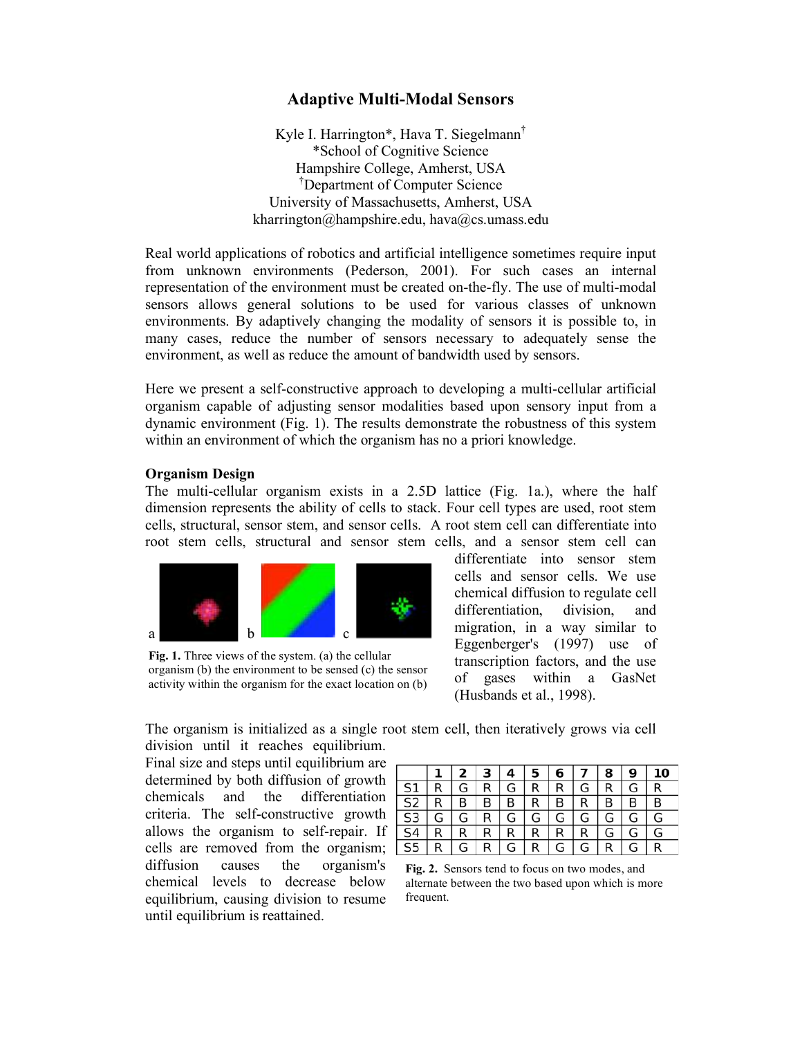# Adaptive Multi-Modal Sensors

Kyle I. Harrington*, Hava T. Siegelmann†
*School of Cognitive Science
Hampshire College, Amherst, USA
†Department of Computer Science
University of Massachusetts, Amherst, USA
kharrington@hampshire.edu, hava@cs.umass.edu

Real world applications of robotics and artificial intelligence sometimes require input from unknown environments (Pederson, 2001). For such cases an internal representation of the environment must be created on-the-fly. The use of multi-modal sensors allows general solutions to be used for various classes of unknown environments. By adaptively changing the modality of sensors it is possible to, in many cases, reduce the number of sensors necessary to adequately sense the environment, as well as reduce the amount of bandwidth used by sensors.

Here we present a self-constructive approach to developing a multi-cellular artificial organism capable of adjusting sensor modalities based upon sensory input from a dynamic environment (Fig. 1). The results demonstrate the robustness of this system within an environment of which the organism has no a priori knowledge.

**Organism Design**

The multi-cellular organism exists in a 2.5D lattice (Fig. 1a.), where the half dimension represents the ability of cells to stack. Four cell types are used, root stem cells, structural, sensor stem, and sensor cells. A root stem cell can differentiate into root stem cells, structural and sensor stem cells, and a sensor stem cell can differentiate into sensor stem cells and sensor cells. We use chemical diffusion to regulate cell differentiation, division, and migration, in a way similar to Eggenberger's (1997) use of transcription factors, and the use of gases within a GasNet (Husbands et al., 1998).

**Fig. 1.** Three views of the system. (a) the cellular organism (b) the environment to be sensed (c) the sensor activity within the organism for the exact location on (b)

The organism is initialized as a single root stem cell, then iteratively grows via cell division until it reaches equilibrium. Final size and steps until equilibrium are determined by both diffusion of growth chemicals and the differentiation criteria. The self-constructive growth allows the organism to self-repair. If cells are removed from the organism; diffusion causes the organism's chemical levels to decrease below equilibrium, causing division to resume until equilibrium is reattained.

| | 1 | 2 | 3 | 4 | 5 | 6 | 7 | 8 | 9 | 10 |
|---|---|---|---|---|---|---|---|---|---|---|
| S1 | R | G | R | G | R | R | G | R | G | R |
| S2 | R | B | B | B | R | B | R | B | B | B |
| S3 | G | G | R | G | G | G | G | G | G | G |
| S4 | R | R | R | R | R | R | R | G | G | G |
| S5 | R | G | R | G | R | G | G | R | G | R |

**Fig. 2.** Sensors tend to focus on two modes, and alternate between the two based upon which is more frequent.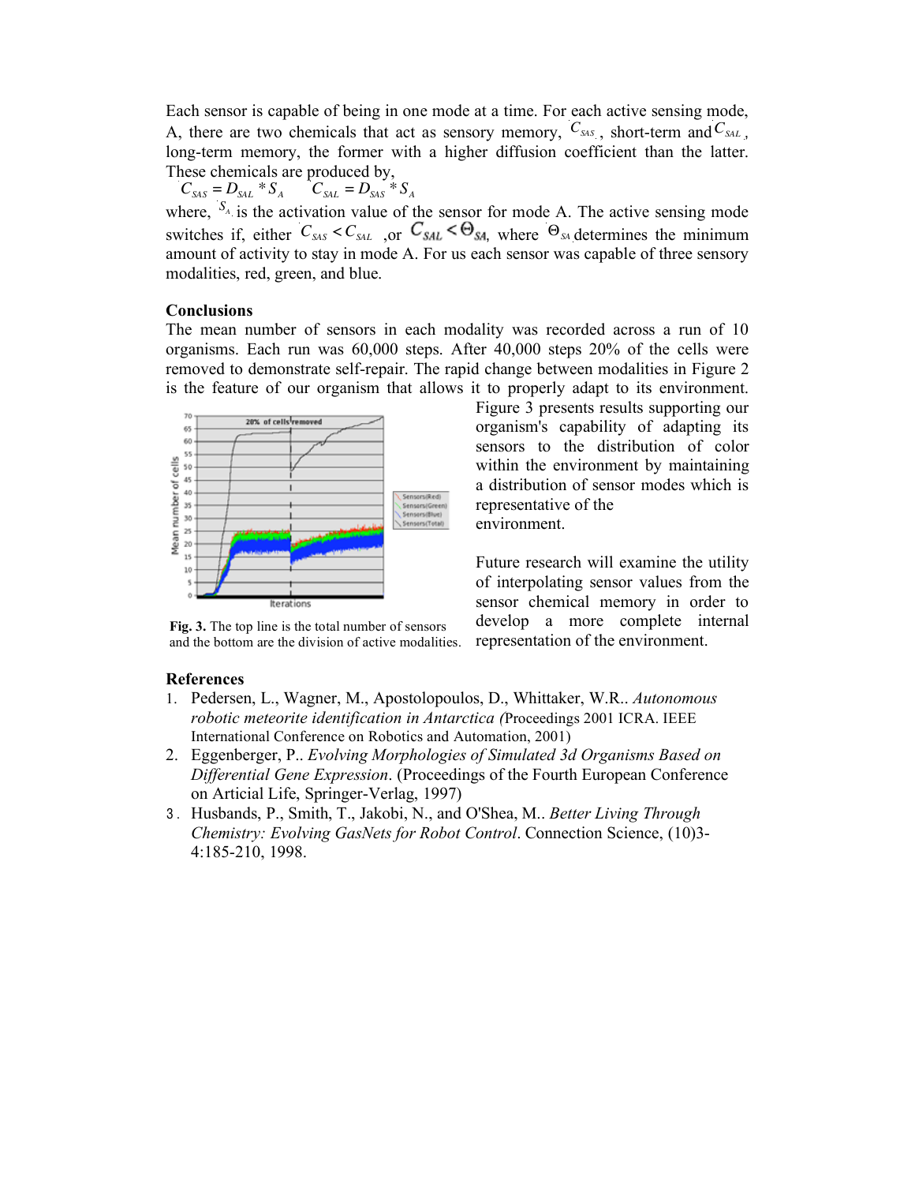Each sensor is capable of being in one mode at a time. For each active sensing mode, A, there are two chemicals that act as sensory memory, $C_{SAS}$, short-term and $C_{SAL}$, long-term memory, the former with a higher diffusion coefficient than the latter. These chemicals are produced by,

$$C_{SAS} = D_{SAL} * S_A \quad C_{SAL} = D_{SAS} * S_A$$

where, $S_A$ is the activation value of the sensor for mode A. The active sensing mode switches if, either $C_{SAS} < C_{SAL}$ ,or $C_{SAL} < \Theta_{SA}$, where $\Theta_{SA}$ determines the minimum amount of activity to stay in mode A. For us each sensor was capable of three sensory modalities, red, green, and blue.

**Conclusions**

The mean number of sensors in each modality was recorded across a run of 10 organisms. Each run was 60,000 steps. After 40,000 steps 20% of the cells were removed to demonstrate self-repair. The rapid change between modalities in Figure 2 is the feature of our organism that allows it to properly adapt to its environment. Figure 3 presents results supporting our organism's capability of adapting its sensors to the distribution of color within the environment by maintaining a distribution of sensor modes which is representative of the environment.

20% of cells removed

Mean number of cells

0, 5, 10, 15, 20, 25, 30, 35, 40, 45, 50, 55, 60, 65, 70

Iterations

Sensors(Red)
Sensors(Green)
Sensors(Blue)
Sensors(Total)

**Fig. 3.** The top line is the total number of sensors and the bottom are the division of active modalities.

Future research will examine the utility of interpolating sensor values from the sensor chemical memory in order to develop a more complete internal representation of the environment.

**References**

1. Pedersen, L., Wagner, M., Apostolopoulos, D., Whittaker, W.R.. *Autonomous robotic meteorite identification in Antarctica (*Proceedings 2001 ICRA. IEEE International Conference on Robotics and Automation, 2001)
2. Eggenberger, P.. *Evolving Morphologies of Simulated 3d Organisms Based on Differential Gene Expression*. (Proceedings of the Fourth European Conference on Articial Life, Springer-Verlag, 1997)
3. Husbands, P., Smith, T., Jakobi, N., and O'Shea, M.. *Better Living Through Chemistry: Evolving GasNets for Robot Control*. Connection Science, (10)3-4:185-210, 1998.